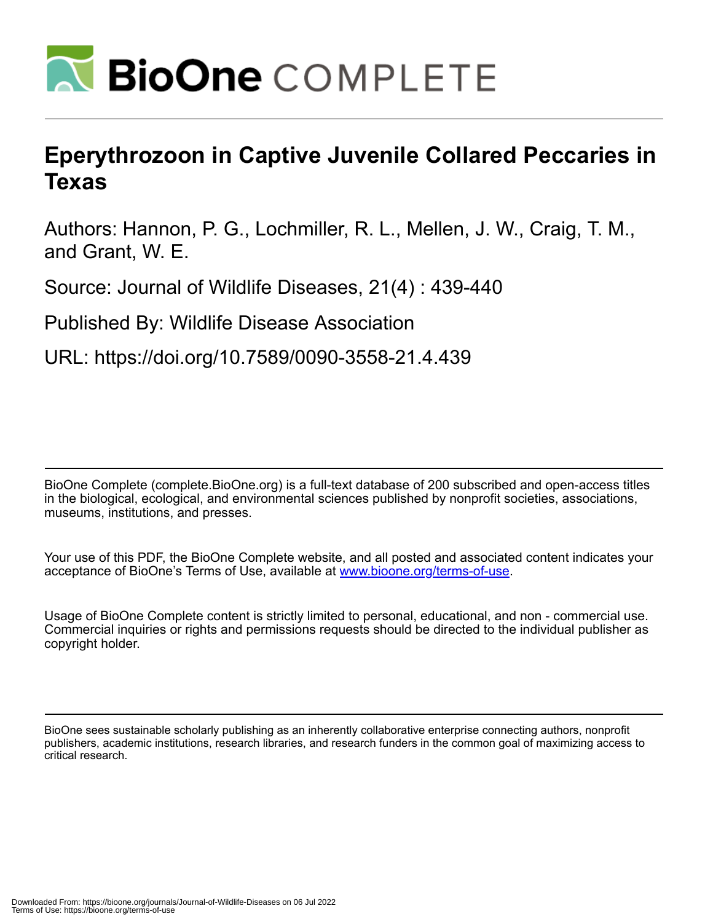# Eperythrozoon in Captive Juvenile Collared Peccaries in Texas

Authors: Hannon, P. G., Lochmiller, R. L., Mellen, J. W., Craig, T. M., and Grant, W. E.

Source: Journal of Wildlife Diseases, 21(4) : 439-440

Published By: Wildlife Disease Association

URL: https://doi.org/10.7589/0090-3558-21.4.439

BioOne Complete (complete.BioOne.org) is a full-text database of 200 subscribed and open-access titles in the biological, ecological, and environmental sciences published by nonprofit societies, associations, museums, institutions, and presses.

Your use of this PDF, the BioOne Complete website, and all posted and associated content indicates your acceptance of BioOne's Terms of Use, available at www.bioone.org/terms-of-use.

Usage of BioOne Complete content is strictly limited to personal, educational, and non - commercial use. Commercial inquiries or rights and permissions requests should be directed to the individual publisher as copyright holder.

BioOne sees sustainable scholarly publishing as an inherently collaborative enterprise connecting authors, nonprofit publishers, academic institutions, research libraries, and research funders in the common goal of maximizing access to critical research.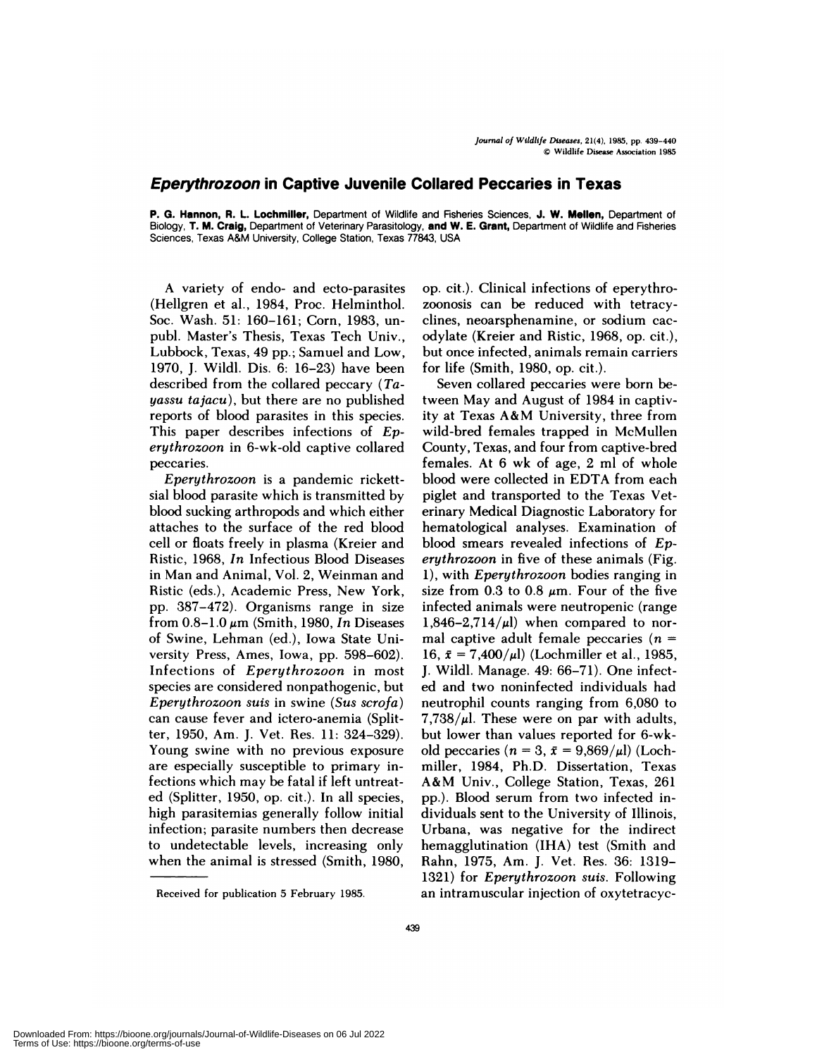# *Eperythrozoon* in Captive Juvenile Collared Peccaries in Texas

**P. G. Hannon, R. L. Lochmiller,** Department of Wildlife and Fisheries Sciences, **J. W. Mellen,** Department of Biology, **T. M. Craig,** Department of Veterinary Parasitology, **and W. E. Grant,** Department of Wildlife and Fisheries Sciences, Texas A&M University, College Station, Texas 77843, USA

A variety of endo- and ecto-parasites (Hellgren et al., 1984, Proc. Helminthol. Soc. Wash. 51: 160–161; Corn, 1983, unpubl. Master's Thesis, Texas Tech Univ., Lubbock, Texas, 49 pp.; Samuel and Low, 1970, J. Wildl. Dis. 6: 16–23) have been described from the collared peccary (*Tayassu tajacu*), but there are no published reports of blood parasites in this species. This paper describes infections of *Eperythrozoon* in 6-wk-old captive collared peccaries.

*Eperythrozoon* is a pandemic rickettsial blood parasite which is transmitted by blood sucking arthropods and which either attaches to the surface of the red blood cell or floats freely in plasma (Kreier and Ristic, 1968, *In* Infectious Blood Diseases in Man and Animal, Vol. 2, Weinman and Ristic (eds.), Academic Press, New York, pp. 387–472). Organisms range in size from 0.8–1.0 $\mu$m (Smith, 1980, *In* Diseases of Swine, Lehman (ed.), Iowa State University Press, Ames, Iowa, pp. 598–602). Infections of *Eperythrozoon* in most species are considered nonpathogenic, but *Eperythrozoon suis* in swine (*Sus scrofa*) can cause fever and ictero-anemia (Splitter, 1950, Am. J. Vet. Res. 11: 324–329). Young swine with no previous exposure are especially susceptible to primary infections which may be fatal if left untreated (Splitter, 1950, op. cit.). In all species, high parasitemias generally follow initial infection; parasite numbers then decrease to undetectable levels, increasing only when the animal is stressed (Smith, 1980, op. cit.). Clinical infections of eperythrozoonosis can be reduced with tetracyclines, neoarsphenamine, or sodium cacodylate (Kreier and Ristic, 1968, op. cit.), but once infected, animals remain carriers for life (Smith, 1980, op. cit.).

Seven collared peccaries were born between May and August of 1984 in captivity at Texas A&M University, three from wild-bred females trapped in McMullen County, Texas, and four from captive-bred females. At 6 wk of age, 2 ml of whole blood were collected in EDTA from each piglet and transported to the Texas Veterinary Medical Diagnostic Laboratory for hematological analyses. Examination of blood smears revealed infections of *Eperythrozoon* in five of these animals (Fig. 1), with *Eperythrozoon* bodies ranging in size from 0.3 to 0.8 $\mu$m. Four of the five infected animals were neutropenic (range $1{,}846$–$2{,}714/\mu l$) when compared to normal captive adult female peccaries ($n = 16$, $\bar{x} = 7{,}400/\mu l$) (Lochmiller et al., 1985, J. Wildl. Manage. 49: 66–71). One infected and two noninfected individuals had neutrophil counts ranging from 6,080 to $7{,}738/\mu l$. These were on par with adults, but lower than values reported for 6-wk-old peccaries ($n = 3$, $\bar{x} = 9{,}869/\mu l$) (Lochmiller, 1984, Ph.D. Dissertation, Texas A&M Univ., College Station, Texas, 261 pp.). Blood serum from two infected individuals sent to the University of Illinois, Urbana, was negative for the indirect hemagglutination (IHA) test (Smith and Rahn, 1975, Am. J. Vet. Res. 36: 1319–1321) for *Eperythrozoon suis*. Following an intramuscular injection of oxytetracyc-

Received for publication 5 February 1985.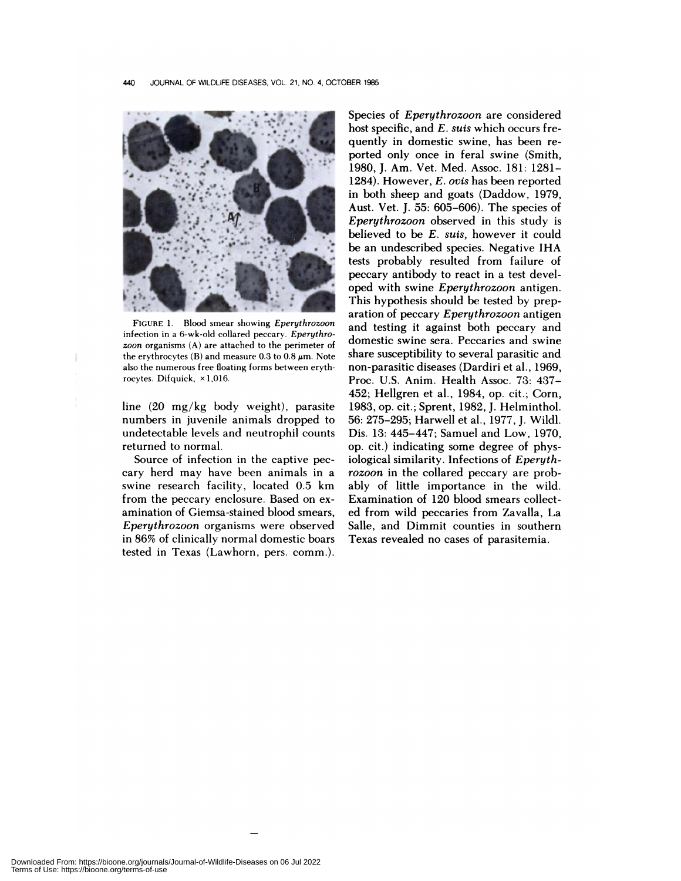FIGURE 1. Blood smear showing *Eperythrozoon* infection in a 6-wk-old collared peccary. *Eperythrozoon* organisms (A) are attached to the perimeter of the erythrocytes (B) and measure 0.3 to 0.8 μm. Note also the numerous free floating forms between erythrocytes. Difquick, ×1,016.

line (20 mg/kg body weight), parasite numbers in juvenile animals dropped to undetectable levels and neutrophil counts returned to normal.

Source of infection in the captive peccary herd may have been animals in a swine research facility, located 0.5 km from the peccary enclosure. Based on examination of Giemsa-stained blood smears, *Eperythrozoon* organisms were observed in 86% of clinically normal domestic boars tested in Texas (Lawhorn, pers. comm.). Species of *Eperythrozoon* are considered host specific, and *E. suis* which occurs frequently in domestic swine, has been reported only once in feral swine (Smith, 1980, J. Am. Vet. Med. Assoc. 181: 1281–1284). However, *E. ovis* has been reported in both sheep and goats (Daddow, 1979, Aust. Vet. J. 55: 605–606). The species of *Eperythrozoon* observed in this study is believed to be *E. suis*, however it could be an undescribed species. Negative IHA tests probably resulted from failure of peccary antibody to react in a test developed with swine *Eperythrozoon* antigen. This hypothesis should be tested by preparation of peccary *Eperythrozoon* antigen and testing it against both peccary and domestic swine sera. Peccaries and swine share susceptibility to several parasitic and non-parasitic diseases (Dardiri et al., 1969, Proc. U.S. Anim. Health Assoc. 73: 437–452; Hellgren et al., 1984, op. cit.; Corn, 1983, op. cit.; Sprent, 1982, J. Helminthol. 56: 275–295; Harwell et al., 1977, J. Wildl. Dis. 13: 445–447; Samuel and Low, 1970, op. cit.) indicating some degree of physiological similarity. Infections of *Eperythrozoon* in the collared peccary are probably of little importance in the wild. Examination of 120 blood smears collected from wild peccaries from Zavalla, La Salle, and Dimmit counties in southern Texas revealed no cases of parasitemia.